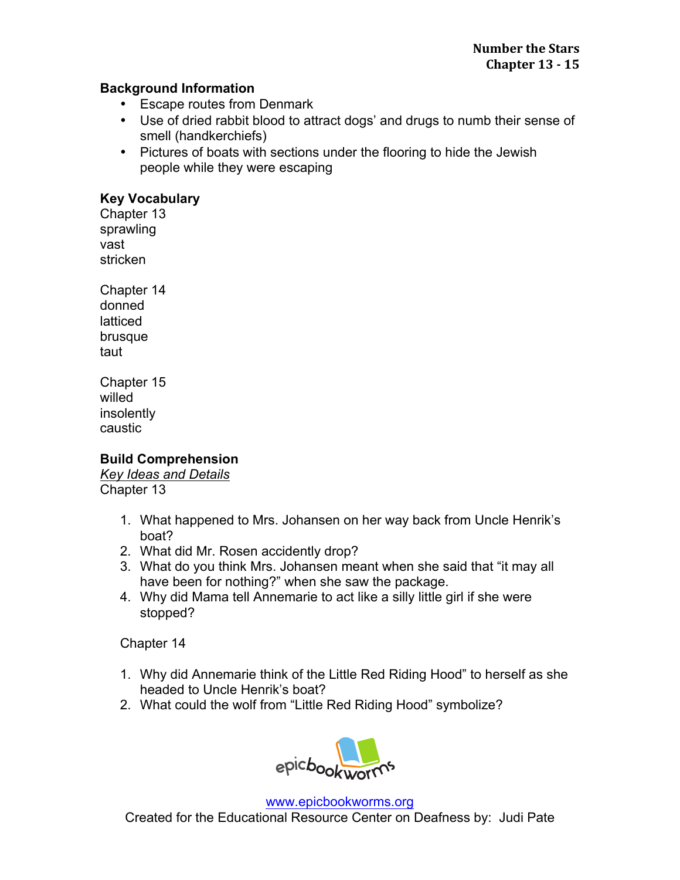**Number the Stars**
**Chapter 13 - 15**

**Background Information**

- Escape routes from Denmark
- Use of dried rabbit blood to attract dogs' and drugs to numb their sense of smell (handkerchiefs)
- Pictures of boats with sections under the flooring to hide the Jewish people while they were escaping

**Key Vocabulary**

Chapter 13
sprawling
vast
stricken

Chapter 14
donned
latticed
brusque
taut

Chapter 15
willed
insolently
caustic

**Build Comprehension**

*Key Ideas and Details*

Chapter 13

1. What happened to Mrs. Johansen on her way back from Uncle Henrik's boat?
2. What did Mr. Rosen accidently drop?
3. What do you think Mrs. Johansen meant when she said that "it may all have been for nothing?" when she saw the package.
4. Why did Mama tell Annemarie to act like a silly little girl if she were stopped?

Chapter 14

1. Why did Annemarie think of the Little Red Riding Hood" to herself as she headed to Uncle Henrik's boat?
2. What could the wolf from "Little Red Riding Hood" symbolize?

epicbookworms

www.epicbookworms.org
Created for the Educational Resource Center on Deafness by: Judi Pate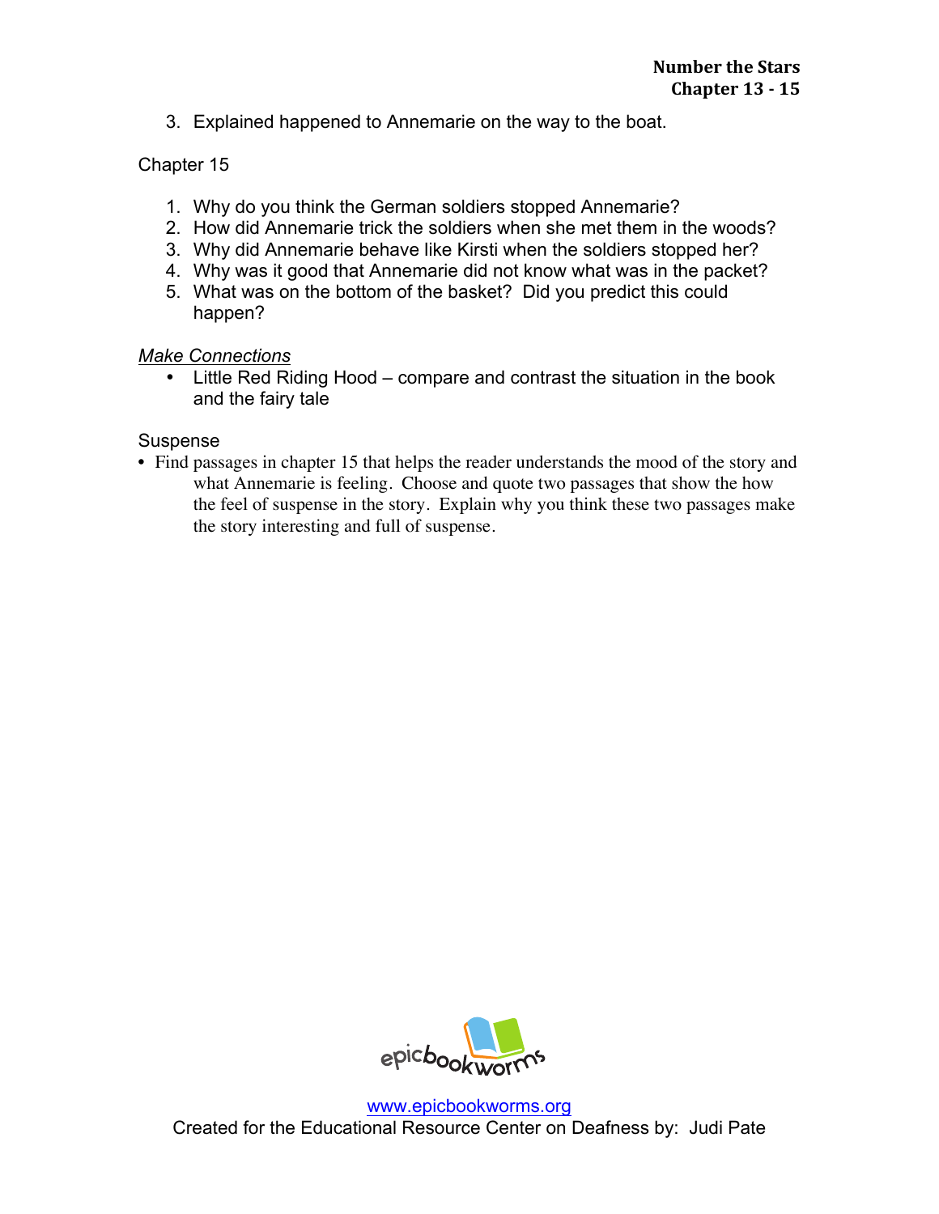3. Explained happened to Annemarie on the way to the boat.

Chapter 15

1. Why do you think the German soldiers stopped Annemarie?
2. How did Annemarie trick the soldiers when she met them in the woods?
3. Why did Annemarie behave like Kirsti when the soldiers stopped her?
4. Why was it good that Annemarie did not know what was in the packet?
5. What was on the bottom of the basket? Did you predict this could happen?

*Make Connections*

- Little Red Riding Hood – compare and contrast the situation in the book and the fairy tale

Suspense

- Find passages in chapter 15 that helps the reader understands the mood of the story and what Annemarie is feeling. Choose and quote two passages that show the how the feel of suspense in the story. Explain why you think these two passages make the story interesting and full of suspense.

www.epicbookworms.org

Created for the Educational Resource Center on Deafness by: Judi Pate